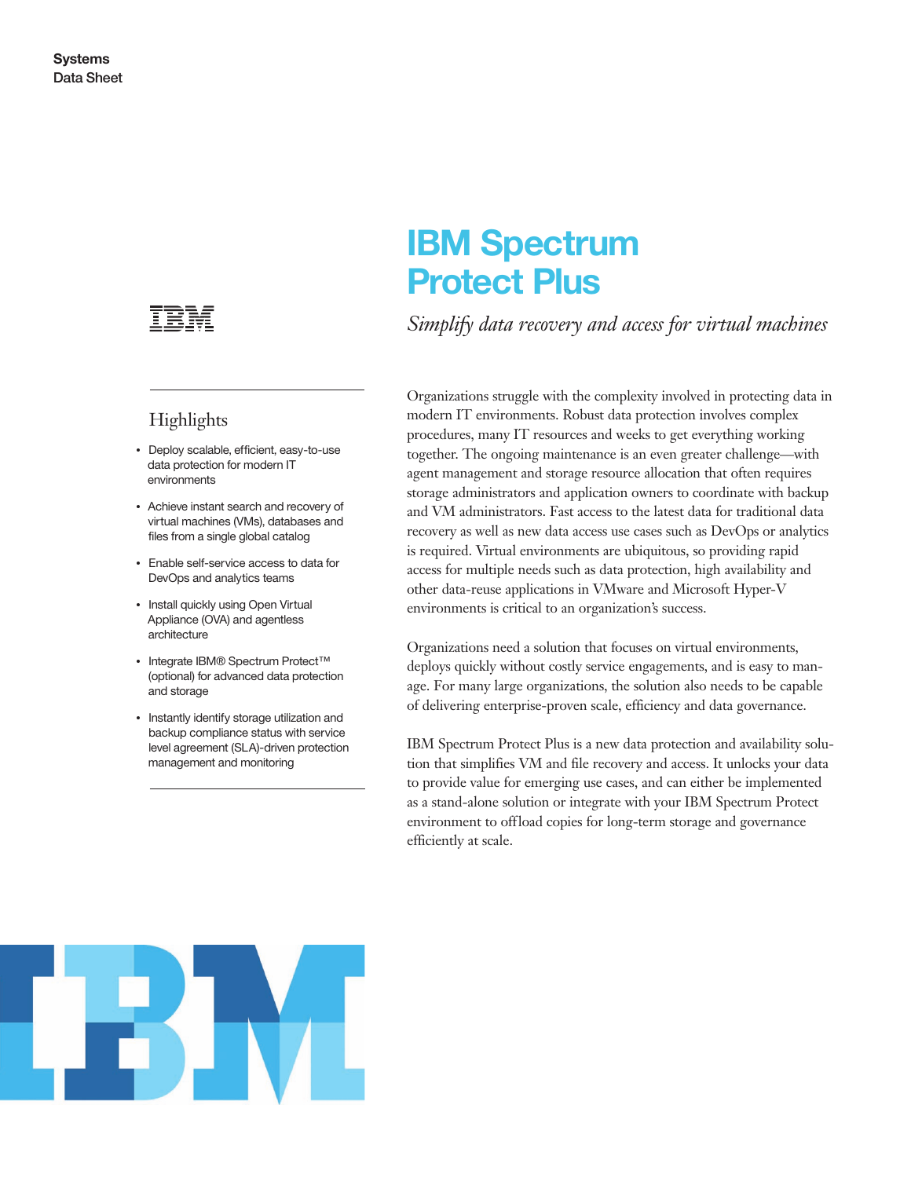Systems
Data Sheet

# IBM Spectrum Protect Plus

*Simplify data recovery and access for virtual machines*

## Highlights

- Deploy scalable, efficient, easy-to-use data protection for modern IT environments
- Achieve instant search and recovery of virtual machines (VMs), databases and files from a single global catalog
- Enable self-service access to data for DevOps and analytics teams
- Install quickly using Open Virtual Appliance (OVA) and agentless architecture
- Integrate IBM® Spectrum Protect™ (optional) for advanced data protection and storage
- Instantly identify storage utilization and backup compliance status with service level agreement (SLA)-driven protection management and monitoring

Organizations struggle with the complexity involved in protecting data in modern IT environments. Robust data protection involves complex procedures, many IT resources and weeks to get everything working together. The ongoing maintenance is an even greater challenge—with agent management and storage resource allocation that often requires storage administrators and application owners to coordinate with backup and VM administrators. Fast access to the latest data for traditional data recovery as well as new data access use cases such as DevOps or analytics is required. Virtual environments are ubiquitous, so providing rapid access for multiple needs such as data protection, high availability and other data-reuse applications in VMware and Microsoft Hyper-V environments is critical to an organization's success.

Organizations need a solution that focuses on virtual environments, deploys quickly without costly service engagements, and is easy to manage. For many large organizations, the solution also needs to be capable of delivering enterprise-proven scale, efficiency and data governance.

IBM Spectrum Protect Plus is a new data protection and availability solution that simplifies VM and file recovery and access. It unlocks your data to provide value for emerging use cases, and can either be implemented as a stand-alone solution or integrate with your IBM Spectrum Protect environment to offload copies for long-term storage and governance efficiently at scale.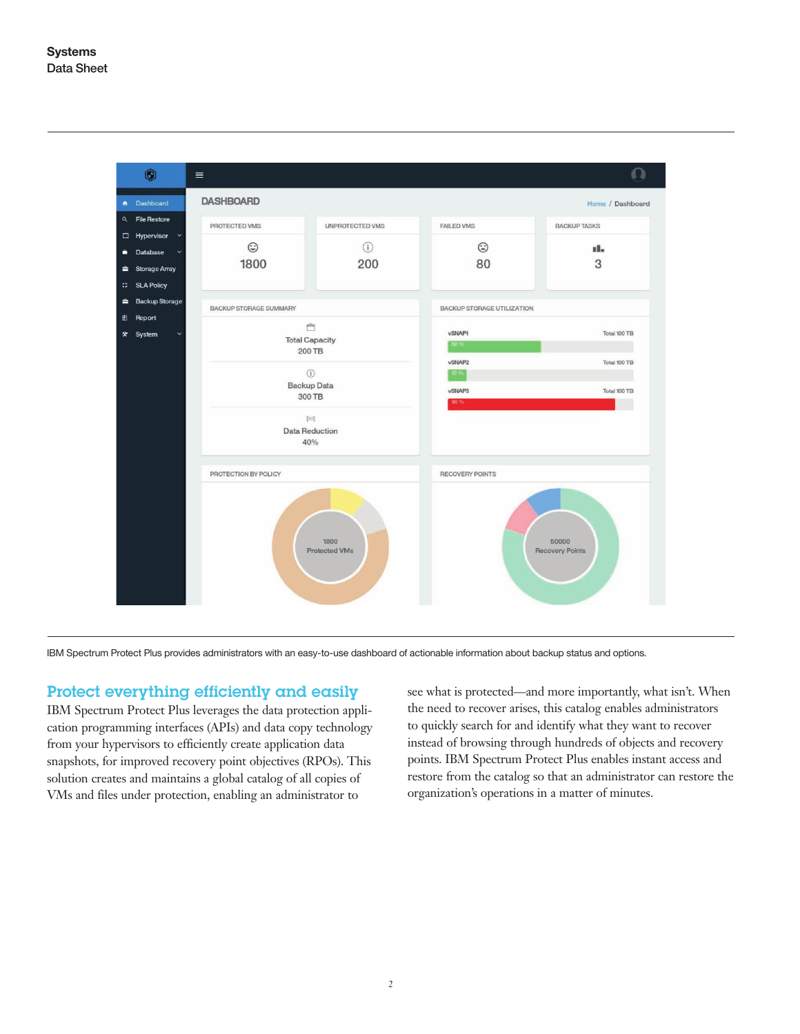IBM Spectrum Protect Plus provides administrators with an easy-to-use dashboard of actionable information about backup status and options.

## Protect everything efficiently and easily

IBM Spectrum Protect Plus leverages the data protection application programming interfaces (APIs) and data copy technology from your hypervisors to efficiently create application data snapshots, for improved recovery point objectives (RPOs). This solution creates and maintains a global catalog of all copies of VMs and files under protection, enabling an administrator to see what is protected—and more importantly, what isn't. When the need to recover arises, this catalog enables administrators to quickly search for and identify what they want to recover instead of browsing through hundreds of objects and recovery points. IBM Spectrum Protect Plus enables instant access and restore from the catalog so that an administrator can restore the organization's operations in a matter of minutes.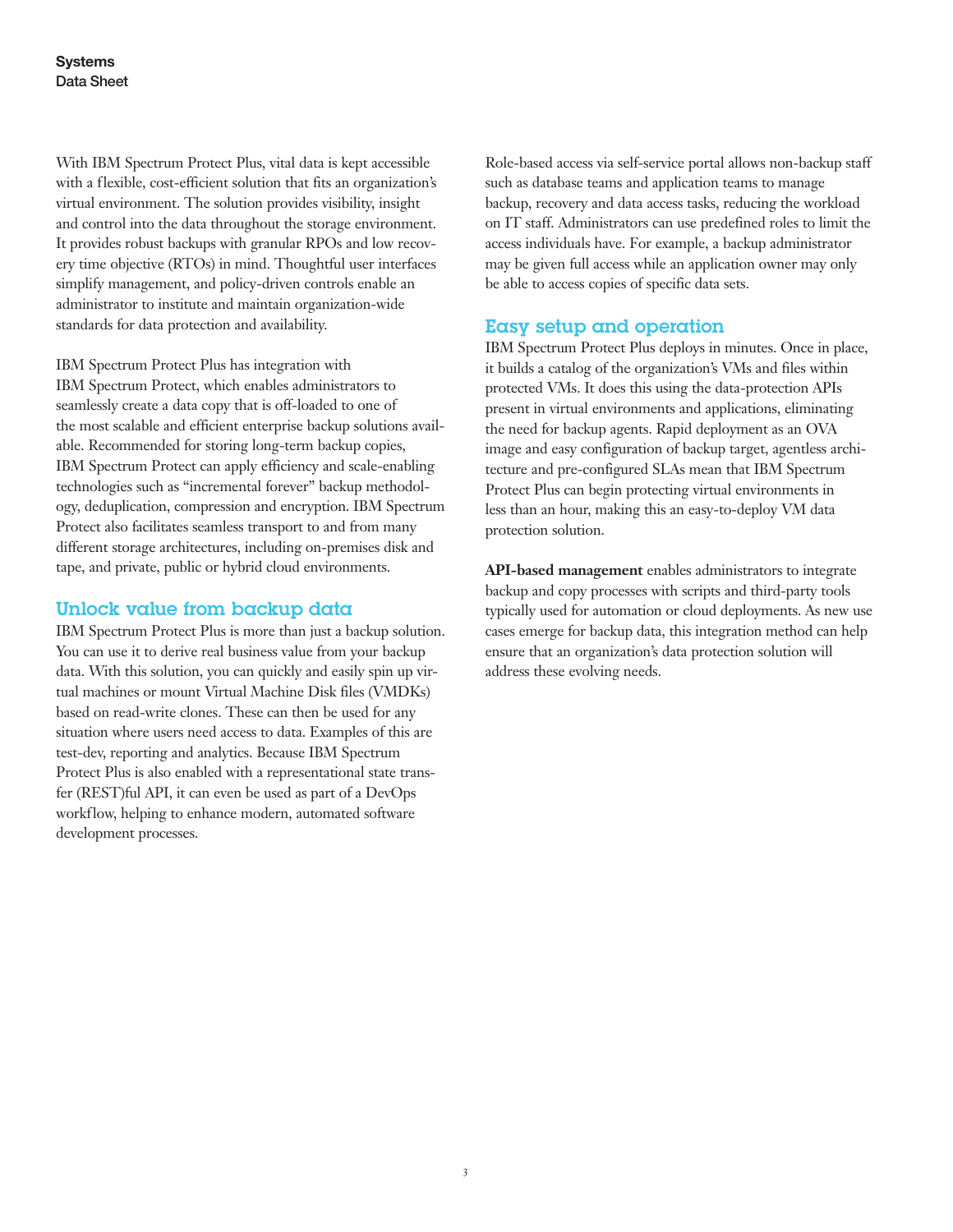With IBM Spectrum Protect Plus, vital data is kept accessible with a flexible, cost-efficient solution that fits an organization's virtual environment. The solution provides visibility, insight and control into the data throughout the storage environment. It provides robust backups with granular RPOs and low recovery time objective (RTOs) in mind. Thoughtful user interfaces simplify management, and policy-driven controls enable an administrator to institute and maintain organization-wide standards for data protection and availability.

IBM Spectrum Protect Plus has integration with IBM Spectrum Protect, which enables administrators to seamlessly create a data copy that is off-loaded to one of the most scalable and efficient enterprise backup solutions available. Recommended for storing long-term backup copies, IBM Spectrum Protect can apply efficiency and scale-enabling technologies such as "incremental forever" backup methodology, deduplication, compression and encryption. IBM Spectrum Protect also facilitates seamless transport to and from many different storage architectures, including on-premises disk and tape, and private, public or hybrid cloud environments.

## Unlock value from backup data

IBM Spectrum Protect Plus is more than just a backup solution. You can use it to derive real business value from your backup data. With this solution, you can quickly and easily spin up virtual machines or mount Virtual Machine Disk files (VMDKs) based on read-write clones. These can then be used for any situation where users need access to data. Examples of this are test-dev, reporting and analytics. Because IBM Spectrum Protect Plus is also enabled with a representational state transfer (REST)ful API, it can even be used as part of a DevOps workflow, helping to enhance modern, automated software development processes.

Role-based access via self-service portal allows non-backup staff such as database teams and application teams to manage backup, recovery and data access tasks, reducing the workload on IT staff. Administrators can use predefined roles to limit the access individuals have. For example, a backup administrator may be given full access while an application owner may only be able to access copies of specific data sets.

## Easy setup and operation

IBM Spectrum Protect Plus deploys in minutes. Once in place, it builds a catalog of the organization's VMs and files within protected VMs. It does this using the data-protection APIs present in virtual environments and applications, eliminating the need for backup agents. Rapid deployment as an OVA image and easy configuration of backup target, agentless architecture and pre-configured SLAs mean that IBM Spectrum Protect Plus can begin protecting virtual environments in less than an hour, making this an easy-to-deploy VM data protection solution.

**API-based management** enables administrators to integrate backup and copy processes with scripts and third-party tools typically used for automation or cloud deployments. As new use cases emerge for backup data, this integration method can help ensure that an organization's data protection solution will address these evolving needs.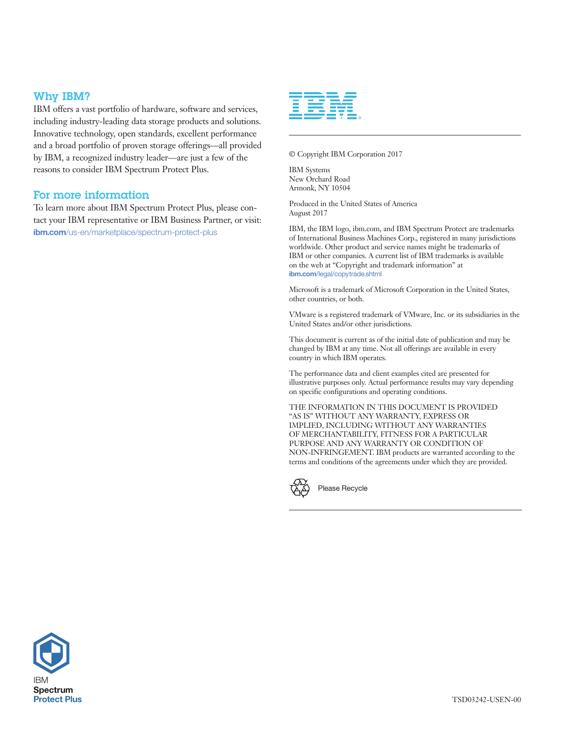## Why IBM?

IBM offers a vast portfolio of hardware, software and services, including industry-leading data storage products and solutions. Innovative technology, open standards, excellent performance and a broad portfolio of proven storage offerings—all provided by IBM, a recognized industry leader—are just a few of the reasons to consider IBM Spectrum Protect Plus.

## For more information

To learn more about IBM Spectrum Protect Plus, please contact your IBM representative or IBM Business Partner, or visit: **ibm.com**/us-en/marketplace/spectrum-protect-plus

© Copyright IBM Corporation 2017

IBM Systems
New Orchard Road
Armonk, NY 10504

Produced in the United States of America
August 2017

IBM, the IBM logo, ibm.com, and IBM Spectrum Protect are trademarks of International Business Machines Corp., registered in many jurisdictions worldwide. Other product and service names might be trademarks of IBM or other companies. A current list of IBM trademarks is available on the web at "Copyright and trademark information" at **ibm.com**/legal/copytrade.shtml

Microsoft is a trademark of Microsoft Corporation in the United States, other countries, or both.

VMware is a registered trademark of VMware, Inc. or its subsidiaries in the United States and/or other jurisdictions.

This document is current as of the initial date of publication and may be changed by IBM at any time. Not all offerings are available in every country in which IBM operates.

The performance data and client examples cited are presented for illustrative purposes only. Actual performance results may vary depending on specific configurations and operating conditions.

THE INFORMATION IN THIS DOCUMENT IS PROVIDED "AS IS" WITHOUT ANY WARRANTY, EXPRESS OR IMPLIED, INCLUDING WITHOUT ANY WARRANTIES OF MERCHANTABILITY, FITNESS FOR A PARTICULAR PURPOSE AND ANY WARRANTY OR CONDITION OF NON-INFRINGEMENT. IBM products are warranted according to the terms and conditions of the agreements under which they are provided.

Please Recycle

IBM
**Spectrum**
**Protect Plus**

TSD03242-USEN-00